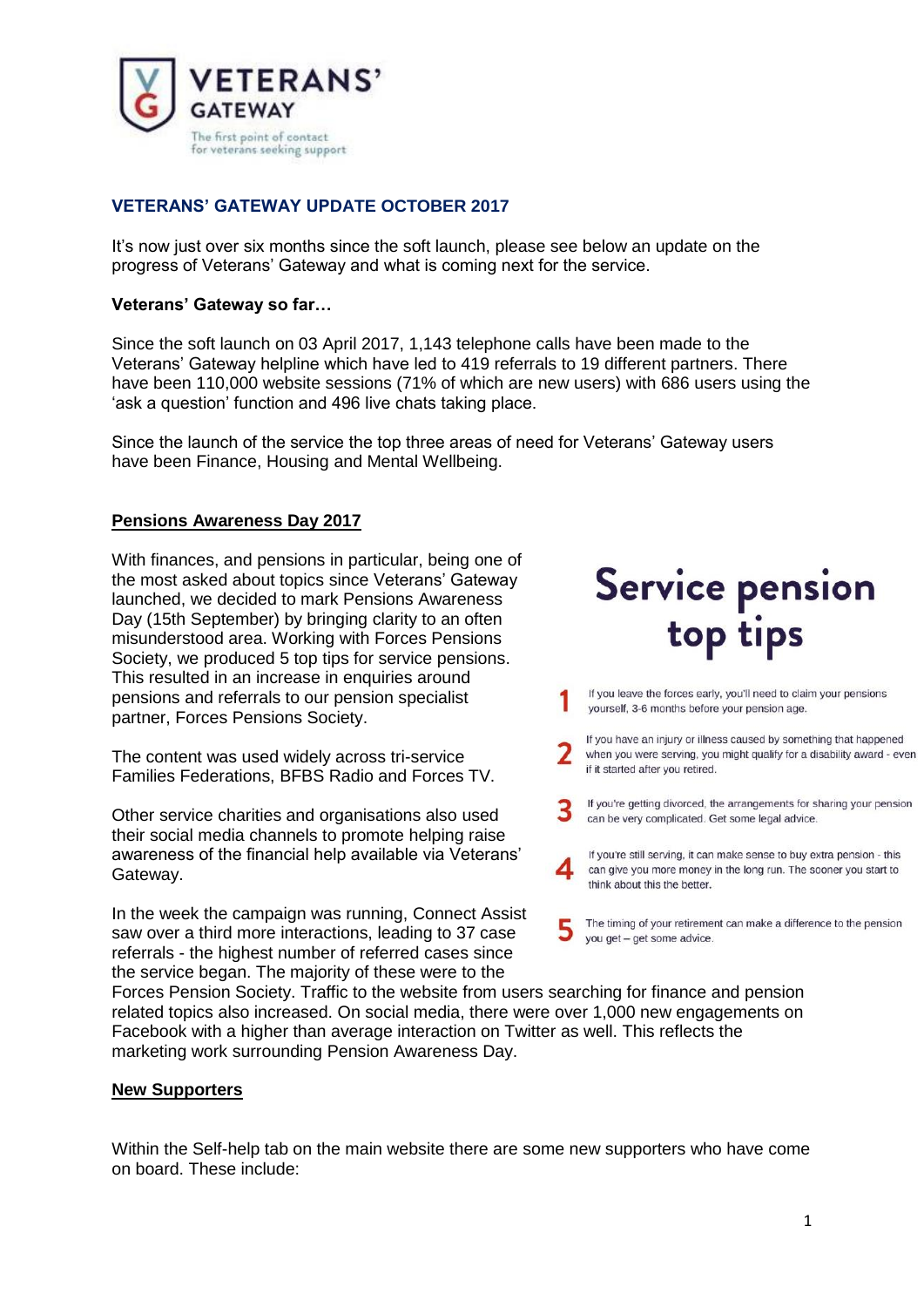**VETERANS' GATEWAY**

The first point of contact for veterans seeking support

## VETERANS' GATEWAY UPDATE OCTOBER 2017

It's now just over six months since the soft launch, please see below an update on the progress of Veterans' Gateway and what is coming next for the service.

**Veterans' Gateway so far…**

Since the soft launch on 03 April 2017, 1,143 telephone calls have been made to the Veterans' Gateway helpline which have led to 419 referrals to 19 different partners. There have been 110,000 website sessions (71% of which are new users) with 686 users using the 'ask a question' function and 496 live chats taking place.

Since the launch of the service the top three areas of need for Veterans' Gateway users have been Finance, Housing and Mental Wellbeing.

### Pensions Awareness Day 2017

With finances, and pensions in particular, being one of the most asked about topics since Veterans' Gateway launched, we decided to mark Pensions Awareness Day (15th September) by bringing clarity to an often misunderstood area. Working with Forces Pensions Society, we produced 5 top tips for service pensions. This resulted in an increase in enquiries around pensions and referrals to our pension specialist partner, Forces Pensions Society.

**Service pension top tips**

1. If you leave the forces early, you'll need to claim your pensions yourself, 3-6 months before your pension age.
2. If you have an injury or illness caused by something that happened when you were serving, you might qualify for a disability award - even if it started after you retired.
3. If you're getting divorced, the arrangements for sharing your pension can be very complicated. Get some legal advice.
4. If you're still serving, it can make sense to buy extra pension - this can give you more money in the long run. The sooner you start to think about this the better.
5. The timing of your retirement can make a difference to the pension you get – get some advice.

The content was used widely across tri-service Families Federations, BFBS Radio and Forces TV.

Other service charities and organisations also used their social media channels to promote helping raise awareness of the financial help available via Veterans' Gateway.

In the week the campaign was running, Connect Assist saw over a third more interactions, leading to 37 case referrals - the highest number of referred cases since the service began. The majority of these were to the Forces Pension Society. Traffic to the website from users searching for finance and pension related topics also increased. On social media, there were over 1,000 new engagements on Facebook with a higher than average interaction on Twitter as well. This reflects the marketing work surrounding Pension Awareness Day.

### New Supporters

Within the Self-help tab on the main website there are some new supporters who have come on board. These include: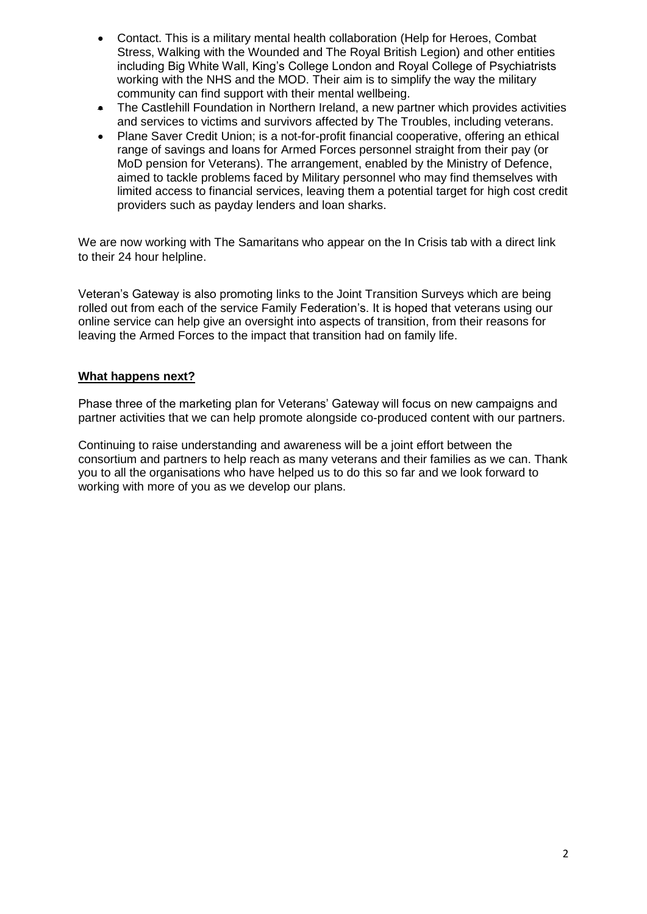- Contact. This is a military mental health collaboration (Help for Heroes, Combat Stress, Walking with the Wounded and The Royal British Legion) and other entities including Big White Wall, King's College London and Royal College of Psychiatrists working with the NHS and the MOD. Their aim is to simplify the way the military community can find support with their mental wellbeing.
- The Castlehill Foundation in Northern Ireland, a new partner which provides activities and services to victims and survivors affected by The Troubles, including veterans.
- Plane Saver Credit Union; is a not-for-profit financial cooperative, offering an ethical range of savings and loans for Armed Forces personnel straight from their pay (or MoD pension for Veterans). The arrangement, enabled by the Ministry of Defence, aimed to tackle problems faced by Military personnel who may find themselves with limited access to financial services, leaving them a potential target for high cost credit providers such as payday lenders and loan sharks.

We are now working with The Samaritans who appear on the In Crisis tab with a direct link to their 24 hour helpline.

Veteran's Gateway is also promoting links to the Joint Transition Surveys which are being rolled out from each of the service Family Federation's. It is hoped that veterans using our online service can help give an oversight into aspects of transition, from their reasons for leaving the Armed Forces to the impact that transition had on family life.

**What happens next?**

Phase three of the marketing plan for Veterans' Gateway will focus on new campaigns and partner activities that we can help promote alongside co-produced content with our partners.

Continuing to raise understanding and awareness will be a joint effort between the consortium and partners to help reach as many veterans and their families as we can. Thank you to all the organisations who have helped us to do this so far and we look forward to working with more of you as we develop our plans.